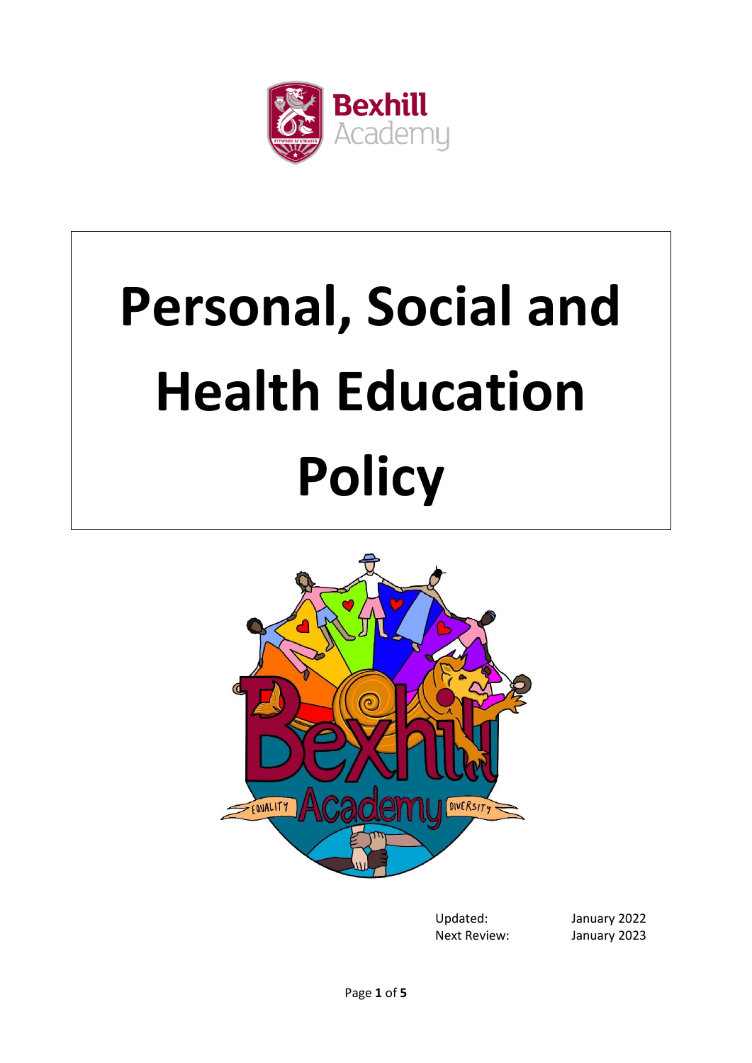# Personal, Social and Health Education Policy

| Updated: | January 2022 |
|---|---|
| Next Review: | January 2023 |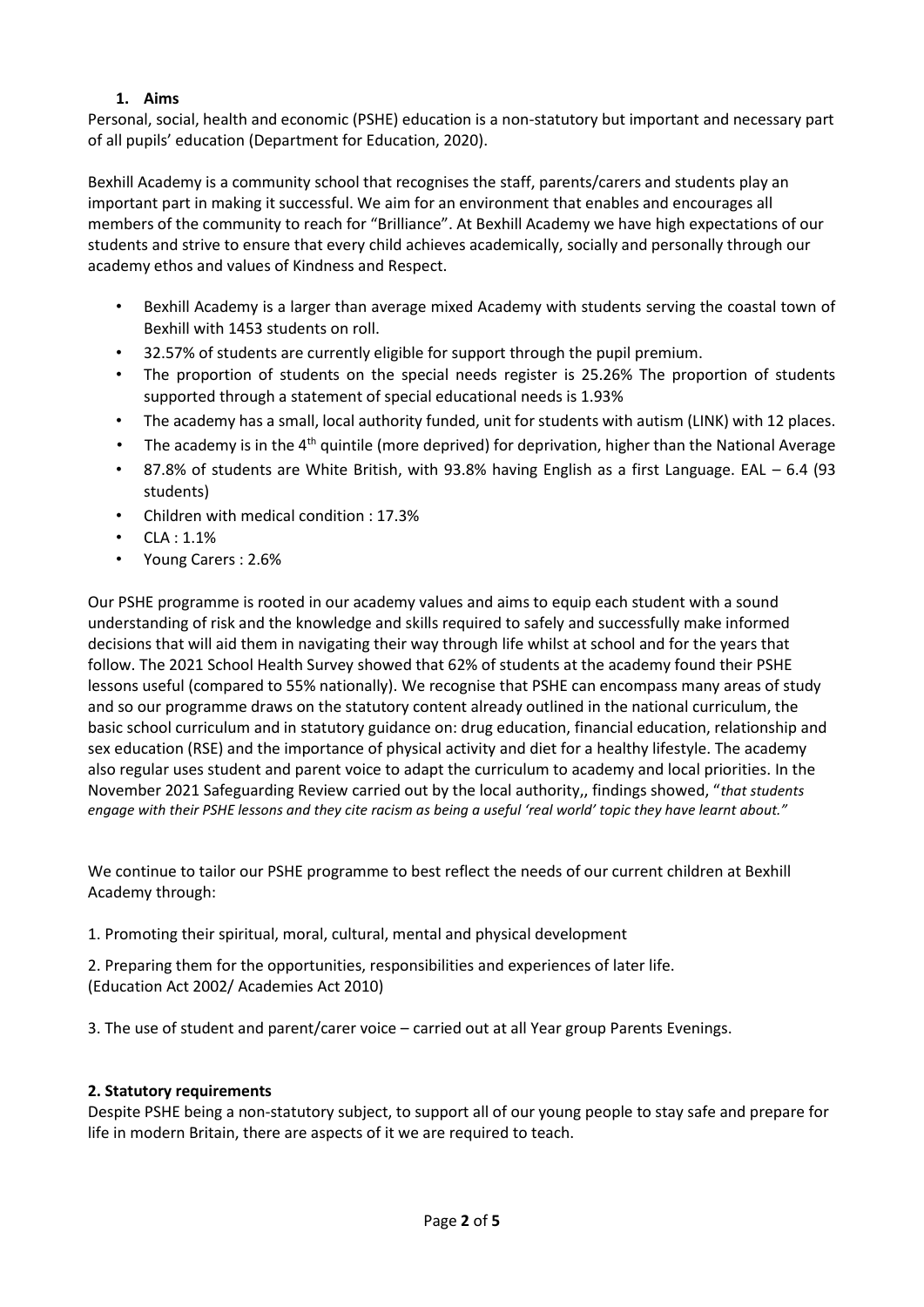## 1. Aims

Personal, social, health and economic (PSHE) education is a non-statutory but important and necessary part of all pupils' education (Department for Education, 2020).

Bexhill Academy is a community school that recognises the staff, parents/carers and students play an important part in making it successful. We aim for an environment that enables and encourages all members of the community to reach for "Brilliance". At Bexhill Academy we have high expectations of our students and strive to ensure that every child achieves academically, socially and personally through our academy ethos and values of Kindness and Respect.

- Bexhill Academy is a larger than average mixed Academy with students serving the coastal town of Bexhill with 1453 students on roll.
- 32.57% of students are currently eligible for support through the pupil premium.
- The proportion of students on the special needs register is 25.26% The proportion of students supported through a statement of special educational needs is 1.93%
- The academy has a small, local authority funded, unit for students with autism (LINK) with 12 places.
- The academy is in the 4th quintile (more deprived) for deprivation, higher than the National Average
- 87.8% of students are White British, with 93.8% having English as a first Language. EAL – 6.4 (93 students)
- Children with medical condition : 17.3%
- CLA : 1.1%
- Young Carers : 2.6%

Our PSHE programme is rooted in our academy values and aims to equip each student with a sound understanding of risk and the knowledge and skills required to safely and successfully make informed decisions that will aid them in navigating their way through life whilst at school and for the years that follow. The 2021 School Health Survey showed that 62% of students at the academy found their PSHE lessons useful (compared to 55% nationally). We recognise that PSHE can encompass many areas of study and so our programme draws on the statutory content already outlined in the national curriculum, the basic school curriculum and in statutory guidance on: drug education, financial education, relationship and sex education (RSE) and the importance of physical activity and diet for a healthy lifestyle. The academy also regular uses student and parent voice to adapt the curriculum to academy and local priorities. In the November 2021 Safeguarding Review carried out by the local authority,, findings showed, "*that students engage with their PSHE lessons and they cite racism as being a useful 'real world' topic they have learnt about."*

We continue to tailor our PSHE programme to best reflect the needs of our current children at Bexhill Academy through:

1. Promoting their spiritual, moral, cultural, mental and physical development

2. Preparing them for the opportunities, responsibilities and experiences of later life. (Education Act 2002/ Academies Act 2010)

3. The use of student and parent/carer voice – carried out at all Year group Parents Evenings.

## 2. Statutory requirements

Despite PSHE being a non-statutory subject, to support all of our young people to stay safe and prepare for life in modern Britain, there are aspects of it we are required to teach.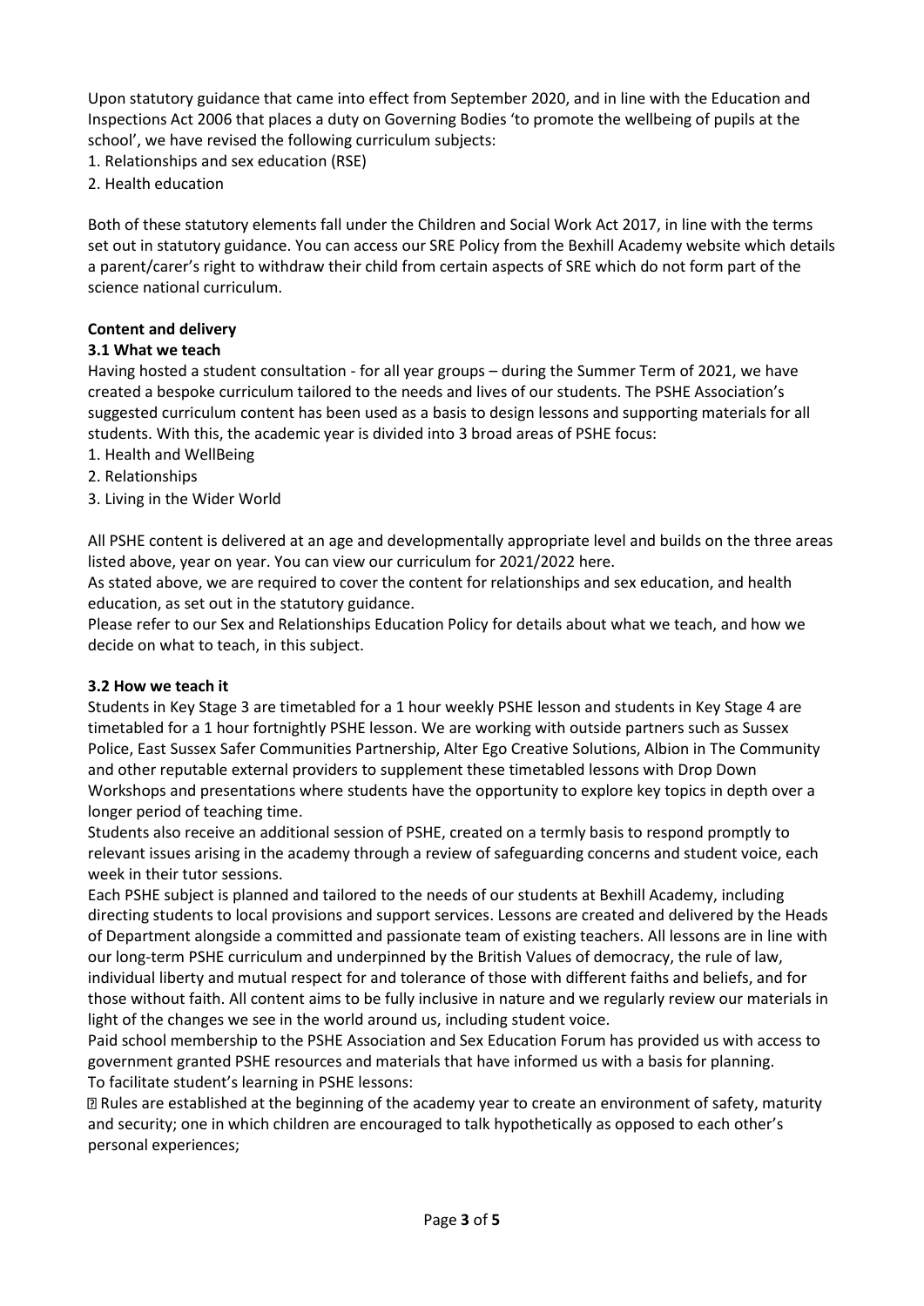Upon statutory guidance that came into effect from September 2020, and in line with the Education and Inspections Act 2006 that places a duty on Governing Bodies 'to promote the wellbeing of pupils at the school', we have revised the following curriculum subjects:

1. Relationships and sex education (RSE)
2. Health education

Both of these statutory elements fall under the Children and Social Work Act 2017, in line with the terms set out in statutory guidance. You can access our SRE Policy from the Bexhill Academy website which details a parent/carer's right to withdraw their child from certain aspects of SRE which do not form part of the science national curriculum.

**Content and delivery**

**3.1 What we teach**

Having hosted a student consultation - for all year groups – during the Summer Term of 2021, we have created a bespoke curriculum tailored to the needs and lives of our students. The PSHE Association's suggested curriculum content has been used as a basis to design lessons and supporting materials for all students. With this, the academic year is divided into 3 broad areas of PSHE focus:

1. Health and WellBeing
2. Relationships
3. Living in the Wider World

All PSHE content is delivered at an age and developmentally appropriate level and builds on the three areas listed above, year on year. You can view our curriculum for 2021/2022 here.

As stated above, we are required to cover the content for relationships and sex education, and health education, as set out in the statutory guidance.

Please refer to our Sex and Relationships Education Policy for details about what we teach, and how we decide on what to teach, in this subject.

**3.2 How we teach it**

Students in Key Stage 3 are timetabled for a 1 hour weekly PSHE lesson and students in Key Stage 4 are timetabled for a 1 hour fortnightly PSHE lesson. We are working with outside partners such as Sussex Police, East Sussex Safer Communities Partnership, Alter Ego Creative Solutions, Albion in The Community and other reputable external providers to supplement these timetabled lessons with Drop Down Workshops and presentations where students have the opportunity to explore key topics in depth over a longer period of teaching time.

Students also receive an additional session of PSHE, created on a termly basis to respond promptly to relevant issues arising in the academy through a review of safeguarding concerns and student voice, each week in their tutor sessions.

Each PSHE subject is planned and tailored to the needs of our students at Bexhill Academy, including directing students to local provisions and support services. Lessons are created and delivered by the Heads of Department alongside a committed and passionate team of existing teachers. All lessons are in line with our long-term PSHE curriculum and underpinned by the British Values of democracy, the rule of law, individual liberty and mutual respect for and tolerance of those with different faiths and beliefs, and for those without faith. All content aims to be fully inclusive in nature and we regularly review our materials in light of the changes we see in the world around us, including student voice.

Paid school membership to the PSHE Association and Sex Education Forum has provided us with access to government granted PSHE resources and materials that have informed us with a basis for planning.

To facilitate student's learning in PSHE lessons:

- Rules are established at the beginning of the academy year to create an environment of safety, maturity and security; one in which children are encouraged to talk hypothetically as opposed to each other's personal experiences;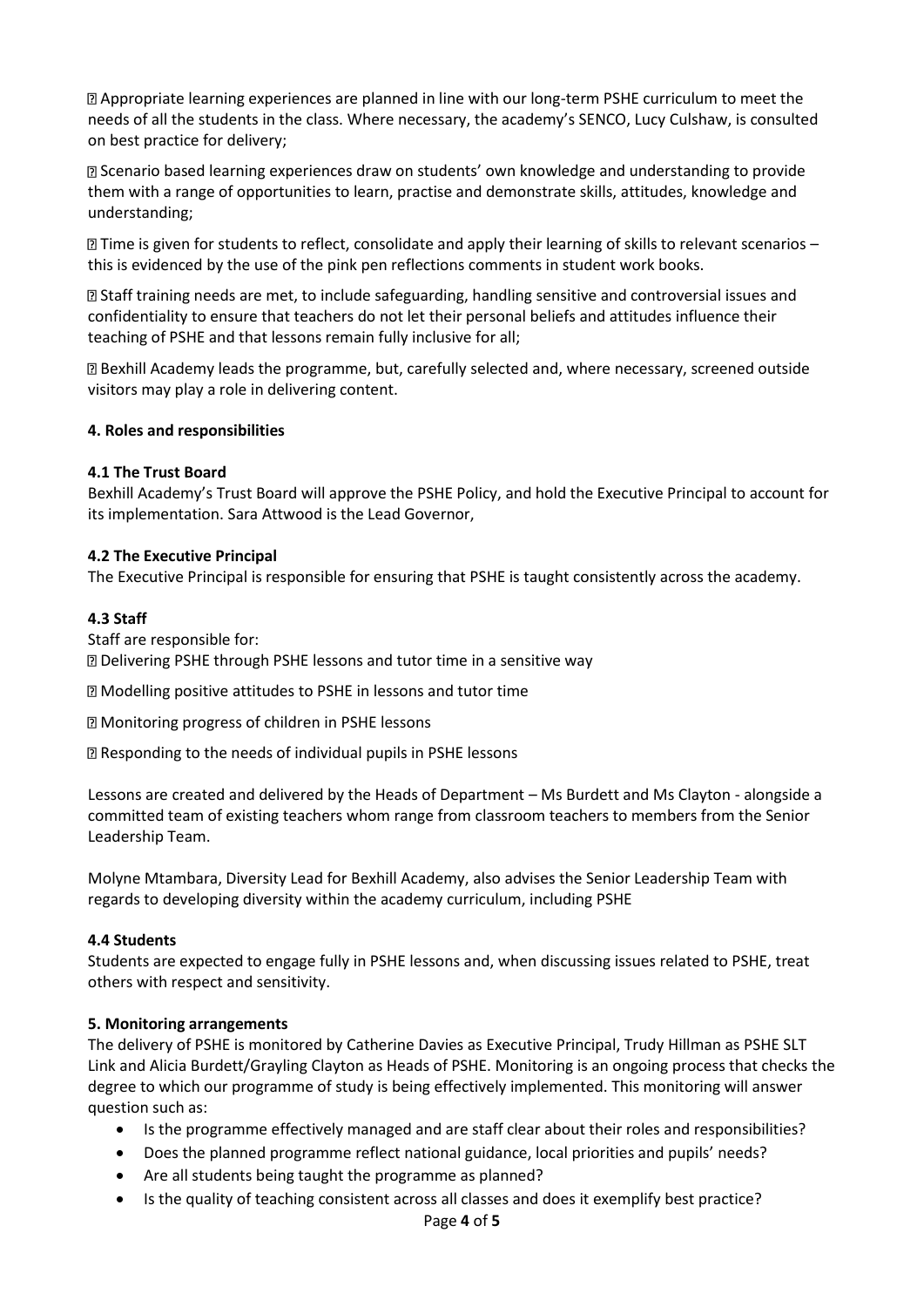- Appropriate learning experiences are planned in line with our long-term PSHE curriculum to meet the needs of all the students in the class. Where necessary, the academy's SENCO, Lucy Culshaw, is consulted on best practice for delivery;
- Scenario based learning experiences draw on students' own knowledge and understanding to provide them with a range of opportunities to learn, practise and demonstrate skills, attitudes, knowledge and understanding;
- Time is given for students to reflect, consolidate and apply their learning of skills to relevant scenarios – this is evidenced by the use of the pink pen reflections comments in student work books.
- Staff training needs are met, to include safeguarding, handling sensitive and controversial issues and confidentiality to ensure that teachers do not let their personal beliefs and attitudes influence their teaching of PSHE and that lessons remain fully inclusive for all;
- Bexhill Academy leads the programme, but, carefully selected and, where necessary, screened outside visitors may play a role in delivering content.

## 4. Roles and responsibilities

### 4.1 The Trust Board

Bexhill Academy's Trust Board will approve the PSHE Policy, and hold the Executive Principal to account for its implementation. Sara Attwood is the Lead Governor,

### 4.2 The Executive Principal

The Executive Principal is responsible for ensuring that PSHE is taught consistently across the academy.

### 4.3 Staff

Staff are responsible for:

- Delivering PSHE through PSHE lessons and tutor time in a sensitive way
- Modelling positive attitudes to PSHE in lessons and tutor time
- Monitoring progress of children in PSHE lessons
- Responding to the needs of individual pupils in PSHE lessons

Lessons are created and delivered by the Heads of Department – Ms Burdett and Ms Clayton - alongside a committed team of existing teachers whom range from classroom teachers to members from the Senior Leadership Team.

Molyne Mtambara, Diversity Lead for Bexhill Academy, also advises the Senior Leadership Team with regards to developing diversity within the academy curriculum, including PSHE

### 4.4 Students

Students are expected to engage fully in PSHE lessons and, when discussing issues related to PSHE, treat others with respect and sensitivity.

## 5. Monitoring arrangements

The delivery of PSHE is monitored by Catherine Davies as Executive Principal, Trudy Hillman as PSHE SLT Link and Alicia Burdett/Grayling Clayton as Heads of PSHE. Monitoring is an ongoing process that checks the degree to which our programme of study is being effectively implemented. This monitoring will answer question such as:

- Is the programme effectively managed and are staff clear about their roles and responsibilities?
- Does the planned programme reflect national guidance, local priorities and pupils' needs?
- Are all students being taught the programme as planned?
- Is the quality of teaching consistent across all classes and does it exemplify best practice?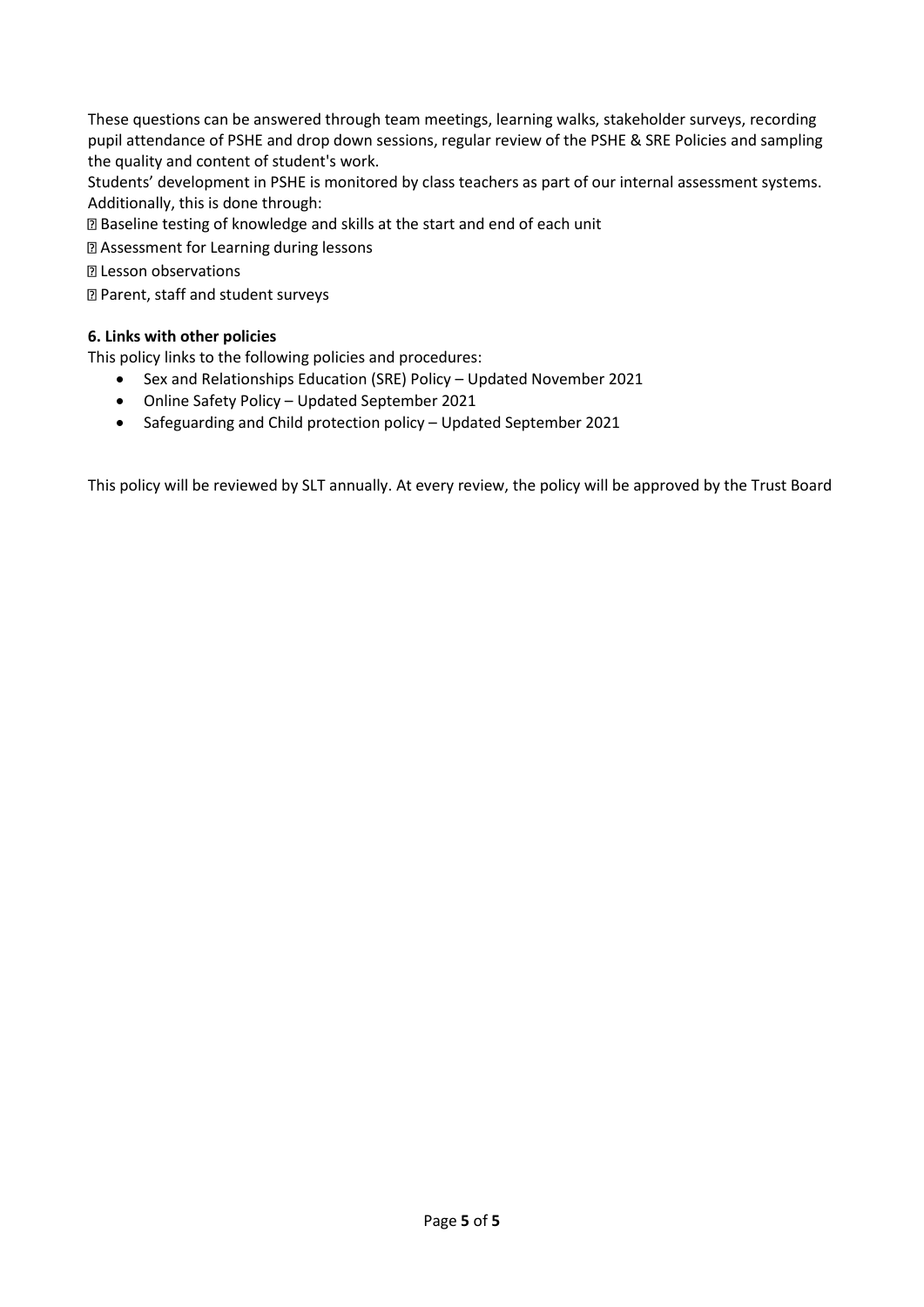These questions can be answered through team meetings, learning walks, stakeholder surveys, recording pupil attendance of PSHE and drop down sessions, regular review of the PSHE & SRE Policies and sampling the quality and content of student's work.

Students' development in PSHE is monitored by class teachers as part of our internal assessment systems. Additionally, this is done through:

- Baseline testing of knowledge and skills at the start and end of each unit
- Assessment for Learning during lessons
- Lesson observations
- Parent, staff and student surveys

**6. Links with other policies**

This policy links to the following policies and procedures:

- Sex and Relationships Education (SRE) Policy – Updated November 2021
- Online Safety Policy – Updated September 2021
- Safeguarding and Child protection policy – Updated September 2021

This policy will be reviewed by SLT annually. At every review, the policy will be approved by the Trust Board